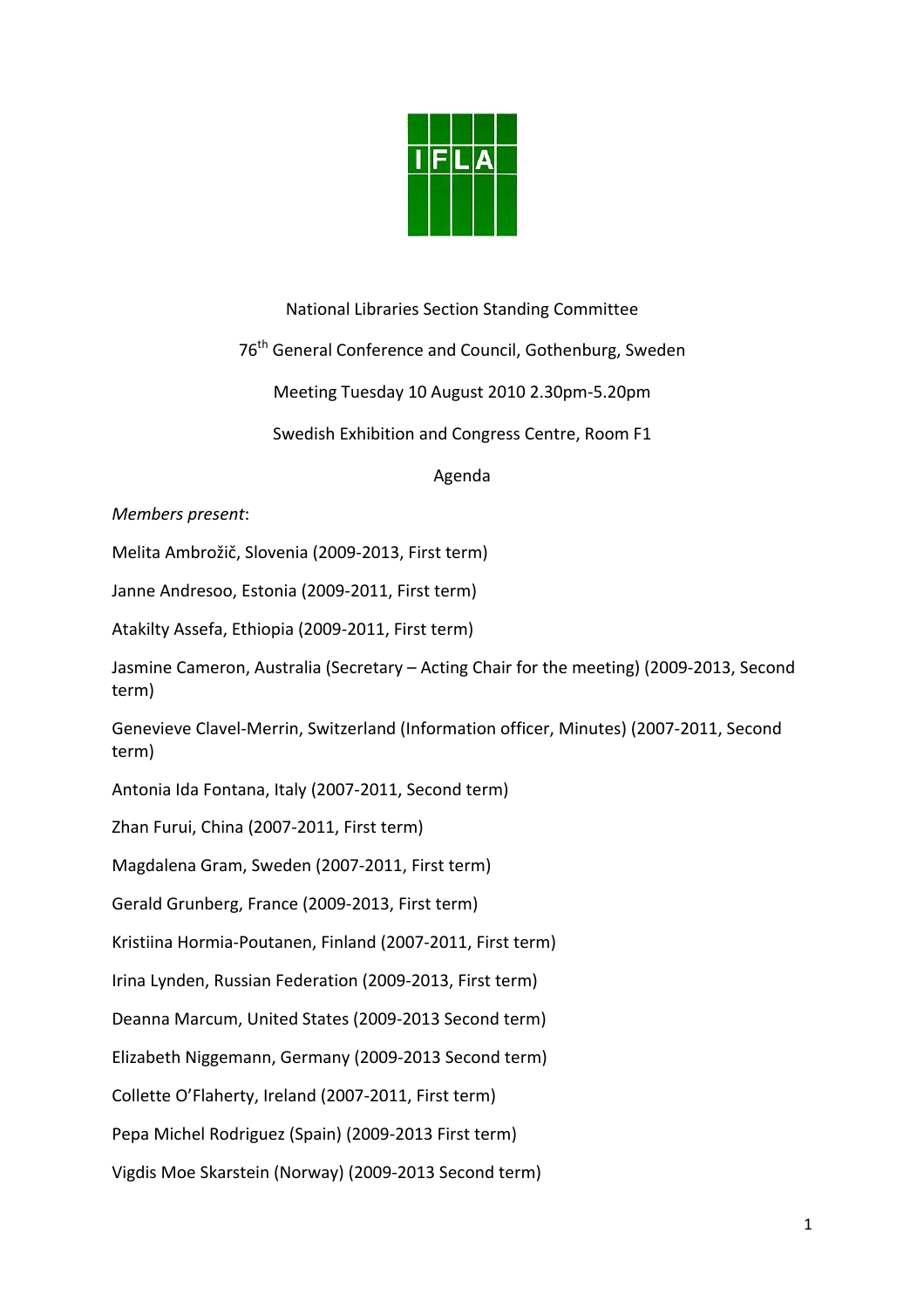IFLA

National Libraries Section Standing Committee

76th General Conference and Council, Gothenburg, Sweden

Meeting Tuesday 10 August 2010 2.30pm-5.20pm

Swedish Exhibition and Congress Centre, Room F1

Agenda

*Members present*:

Melita Ambrožič, Slovenia (2009-2013, First term)

Janne Andresoo, Estonia (2009-2011, First term)

Atakilty Assefa, Ethiopia (2009-2011, First term)

Jasmine Cameron, Australia (Secretary – Acting Chair for the meeting) (2009-2013, Second term)

Genevieve Clavel-Merrin, Switzerland (Information officer, Minutes) (2007-2011, Second term)

Antonia Ida Fontana, Italy (2007-2011, Second term)

Zhan Furui, China (2007-2011, First term)

Magdalena Gram, Sweden (2007-2011, First term)

Gerald Grunberg, France (2009-2013, First term)

Kristiina Hormia-Poutanen, Finland (2007-2011, First term)

Irina Lynden, Russian Federation (2009-2013, First term)

Deanna Marcum, United States (2009-2013 Second term)

Elizabeth Niggemann, Germany (2009-2013 Second term)

Collette O'Flaherty, Ireland (2007-2011, First term)

Pepa Michel Rodriguez (Spain) (2009-2013 First term)

Vigdis Moe Skarstein (Norway) (2009-2013 Second term)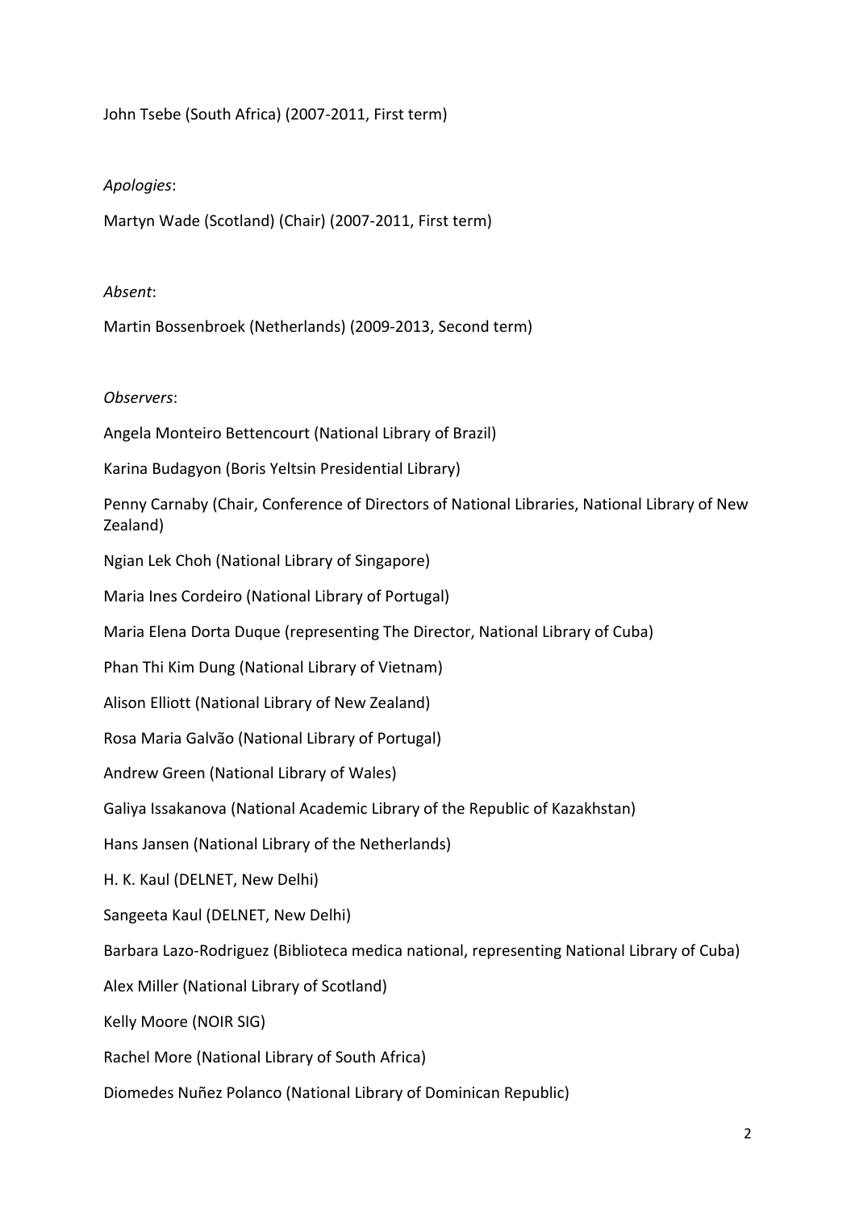John Tsebe (South Africa) (2007-2011, First term)

*Apologies*:

Martyn Wade (Scotland) (Chair) (2007-2011, First term)

*Absent*:

Martin Bossenbroek (Netherlands) (2009-2013, Second term)

*Observers*:

Angela Monteiro Bettencourt (National Library of Brazil)

Karina Budagyon (Boris Yeltsin Presidential Library)

Penny Carnaby (Chair, Conference of Directors of National Libraries, National Library of New Zealand)

Ngian Lek Choh (National Library of Singapore)

Maria Ines Cordeiro (National Library of Portugal)

Maria Elena Dorta Duque (representing The Director, National Library of Cuba)

Phan Thi Kim Dung (National Library of Vietnam)

Alison Elliott (National Library of New Zealand)

Rosa Maria Galvão (National Library of Portugal)

Andrew Green (National Library of Wales)

Galiya Issakanova (National Academic Library of the Republic of Kazakhstan)

Hans Jansen (National Library of the Netherlands)

H. K. Kaul (DELNET, New Delhi)

Sangeeta Kaul (DELNET, New Delhi)

Barbara Lazo-Rodriguez (Biblioteca medica national, representing National Library of Cuba)

Alex Miller (National Library of Scotland)

Kelly Moore (NOIR SIG)

Rachel More (National Library of South Africa)

Diomedes Nuñez Polanco (National Library of Dominican Republic)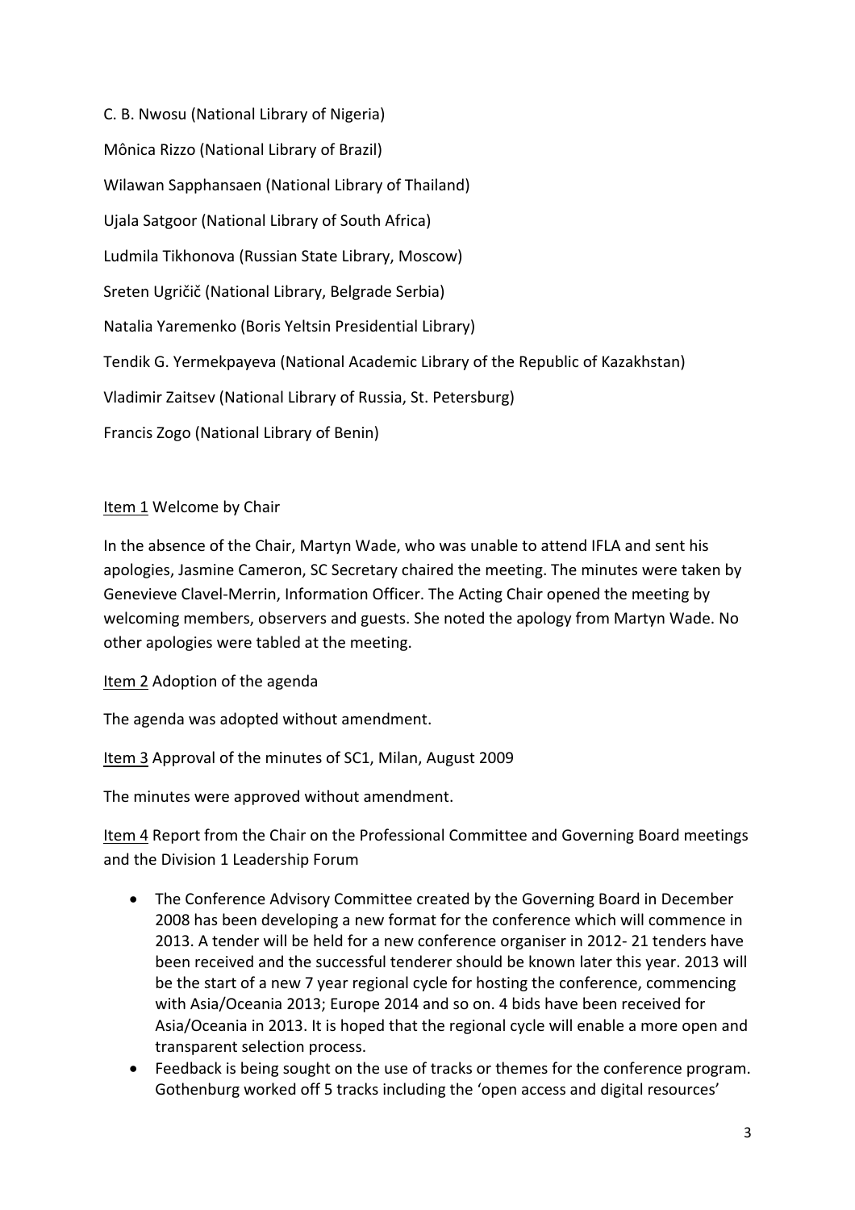C. B. Nwosu (National Library of Nigeria)

Mônica Rizzo (National Library of Brazil)

Wilawan Sapphansaen (National Library of Thailand)

Ujala Satgoor (National Library of South Africa)

Ludmila Tikhonova (Russian State Library, Moscow)

Sreten Ugričič (National Library, Belgrade Serbia)

Natalia Yaremenko (Boris Yeltsin Presidential Library)

Tendik G. Yermekpayeva (National Academic Library of the Republic of Kazakhstan)

Vladimir Zaitsev (National Library of Russia, St. Petersburg)

Francis Zogo (National Library of Benin)

Item 1 Welcome by Chair

In the absence of the Chair, Martyn Wade, who was unable to attend IFLA and sent his apologies, Jasmine Cameron, SC Secretary chaired the meeting. The minutes were taken by Genevieve Clavel-Merrin, Information Officer. The Acting Chair opened the meeting by welcoming members, observers and guests. She noted the apology from Martyn Wade. No other apologies were tabled at the meeting.

Item 2 Adoption of the agenda

The agenda was adopted without amendment.

Item 3 Approval of the minutes of SC1, Milan, August 2009

The minutes were approved without amendment.

Item 4 Report from the Chair on the Professional Committee and Governing Board meetings and the Division 1 Leadership Forum

- The Conference Advisory Committee created by the Governing Board in December 2008 has been developing a new format for the conference which will commence in 2013. A tender will be held for a new conference organiser in 2012- 21 tenders have been received and the successful tenderer should be known later this year. 2013 will be the start of a new 7 year regional cycle for hosting the conference, commencing with Asia/Oceania 2013; Europe 2014 and so on. 4 bids have been received for Asia/Oceania in 2013. It is hoped that the regional cycle will enable a more open and transparent selection process.
- Feedback is being sought on the use of tracks or themes for the conference program. Gothenburg worked off 5 tracks including the 'open access and digital resources'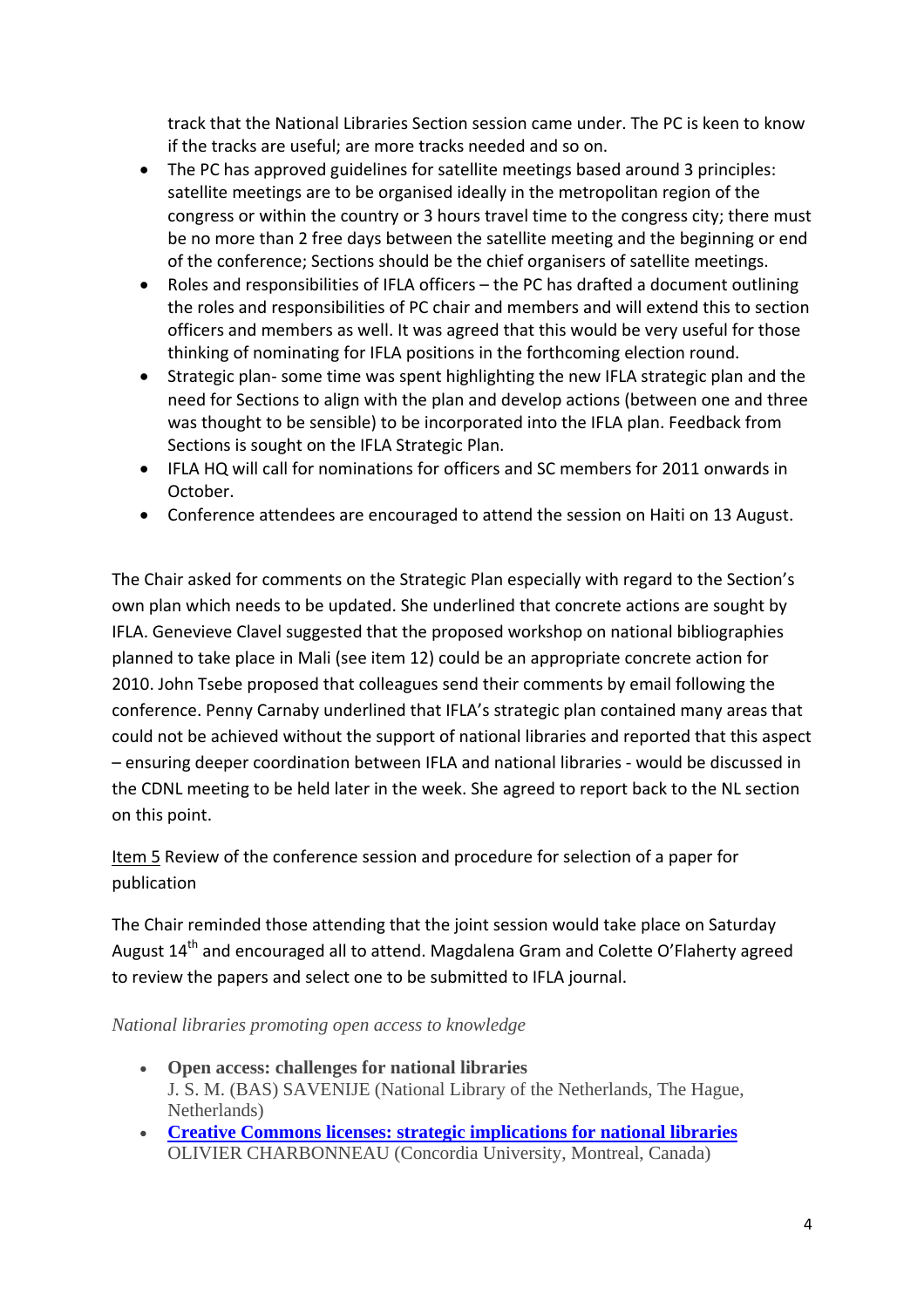track that the National Libraries Section session came under. The PC is keen to know if the tracks are useful; are more tracks needed and so on.

- The PC has approved guidelines for satellite meetings based around 3 principles: satellite meetings are to be organised ideally in the metropolitan region of the congress or within the country or 3 hours travel time to the congress city; there must be no more than 2 free days between the satellite meeting and the beginning or end of the conference; Sections should be the chief organisers of satellite meetings.
- Roles and responsibilities of IFLA officers – the PC has drafted a document outlining the roles and responsibilities of PC chair and members and will extend this to section officers and members as well. It was agreed that this would be very useful for those thinking of nominating for IFLA positions in the forthcoming election round.
- Strategic plan- some time was spent highlighting the new IFLA strategic plan and the need for Sections to align with the plan and develop actions (between one and three was thought to be sensible) to be incorporated into the IFLA plan. Feedback from Sections is sought on the IFLA Strategic Plan.
- IFLA HQ will call for nominations for officers and SC members for 2011 onwards in October.
- Conference attendees are encouraged to attend the session on Haiti on 13 August.

The Chair asked for comments on the Strategic Plan especially with regard to the Section's own plan which needs to be updated. She underlined that concrete actions are sought by IFLA. Genevieve Clavel suggested that the proposed workshop on national bibliographies planned to take place in Mali (see item 12) could be an appropriate concrete action for 2010. John Tsebe proposed that colleagues send their comments by email following the conference. Penny Carnaby underlined that IFLA's strategic plan contained many areas that could not be achieved without the support of national libraries and reported that this aspect – ensuring deeper coordination between IFLA and national libraries - would be discussed in the CDNL meeting to be held later in the week. She agreed to report back to the NL section on this point.

Item 5 Review of the conference session and procedure for selection of a paper for publication

The Chair reminded those attending that the joint session would take place on Saturday August 14th and encouraged all to attend. Magdalena Gram and Colette O'Flaherty agreed to review the papers and select one to be submitted to IFLA journal.

*National libraries promoting open access to knowledge*

- **Open access: challenges for national libraries**
  J. S. M. (BAS) SAVENIJE (National Library of the Netherlands, The Hague, Netherlands)
- **Creative Commons licenses: strategic implications for national libraries**
  OLIVIER CHARBONNEAU (Concordia University, Montreal, Canada)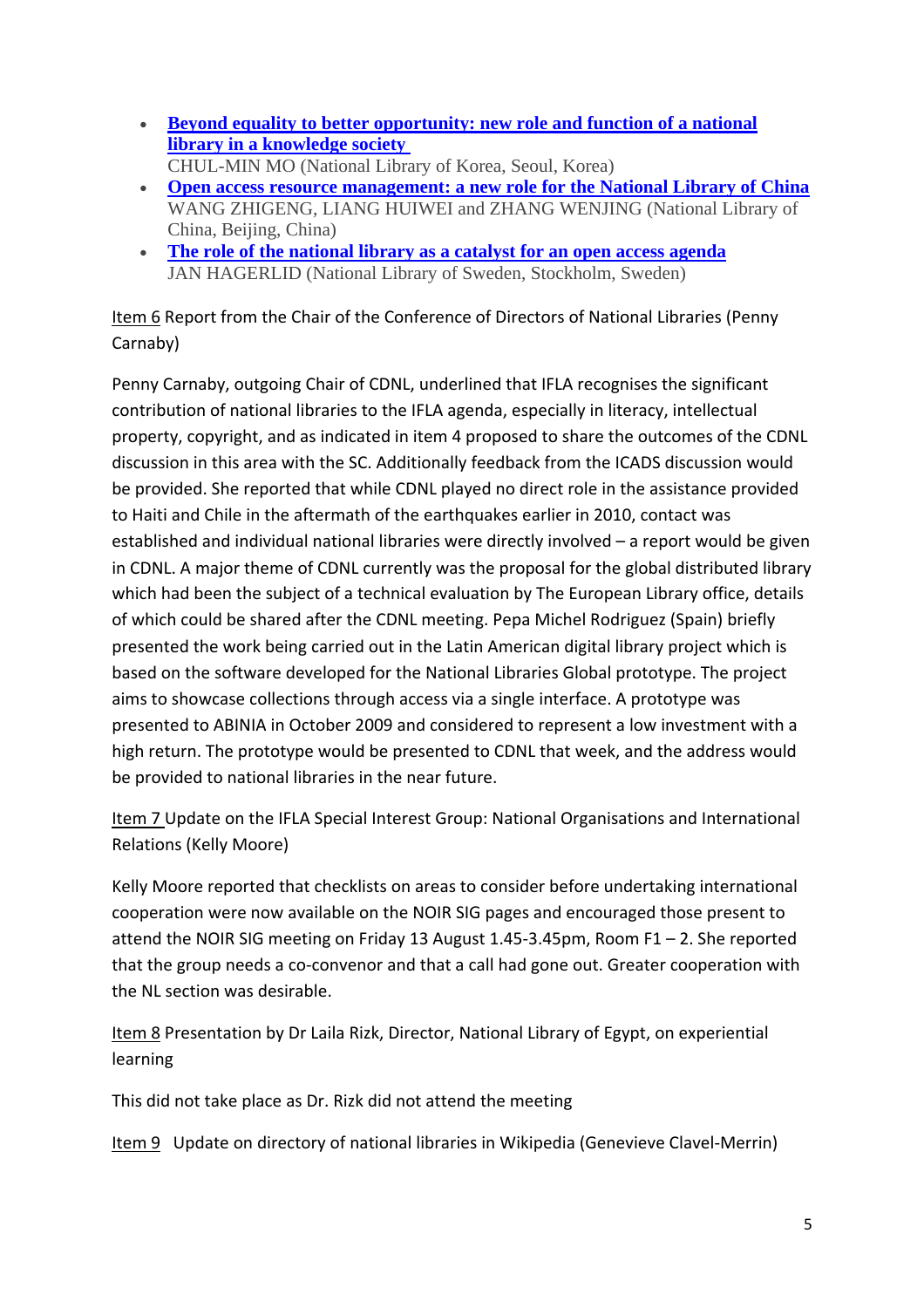- **Beyond equality to better opportunity: new role and function of a national library in a knowledge society**  
  CHUL-MIN MO (National Library of Korea, Seoul, Korea)
- **Open access resource management: a new role for the National Library of China**  
  WANG ZHIGENG, LIANG HUIWEI and ZHANG WENJING (National Library of China, Beijing, China)
- **The role of the national library as a catalyst for an open access agenda**  
  JAN HAGERLID (National Library of Sweden, Stockholm, Sweden)

Item 6 Report from the Chair of the Conference of Directors of National Libraries (Penny Carnaby)

Penny Carnaby, outgoing Chair of CDNL, underlined that IFLA recognises the significant contribution of national libraries to the IFLA agenda, especially in literacy, intellectual property, copyright, and as indicated in item 4 proposed to share the outcomes of the CDNL discussion in this area with the SC. Additionally feedback from the ICADS discussion would be provided. She reported that while CDNL played no direct role in the assistance provided to Haiti and Chile in the aftermath of the earthquakes earlier in 2010, contact was established and individual national libraries were directly involved – a report would be given in CDNL. A major theme of CDNL currently was the proposal for the global distributed library which had been the subject of a technical evaluation by The European Library office, details of which could be shared after the CDNL meeting. Pepa Michel Rodriguez (Spain) briefly presented the work being carried out in the Latin American digital library project which is based on the software developed for the National Libraries Global prototype. The project aims to showcase collections through access via a single interface. A prototype was presented to ABINIA in October 2009 and considered to represent a low investment with a high return. The prototype would be presented to CDNL that week, and the address would be provided to national libraries in the near future.

Item 7 Update on the IFLA Special Interest Group: National Organisations and International Relations (Kelly Moore)

Kelly Moore reported that checklists on areas to consider before undertaking international cooperation were now available on the NOIR SIG pages and encouraged those present to attend the NOIR SIG meeting on Friday 13 August 1.45-3.45pm, Room F1 – 2. She reported that the group needs a co-convenor and that a call had gone out. Greater cooperation with the NL section was desirable.

Item 8 Presentation by Dr Laila Rizk, Director, National Library of Egypt, on experiential learning

This did not take place as Dr. Rizk did not attend the meeting

Item 9 Update on directory of national libraries in Wikipedia (Genevieve Clavel-Merrin)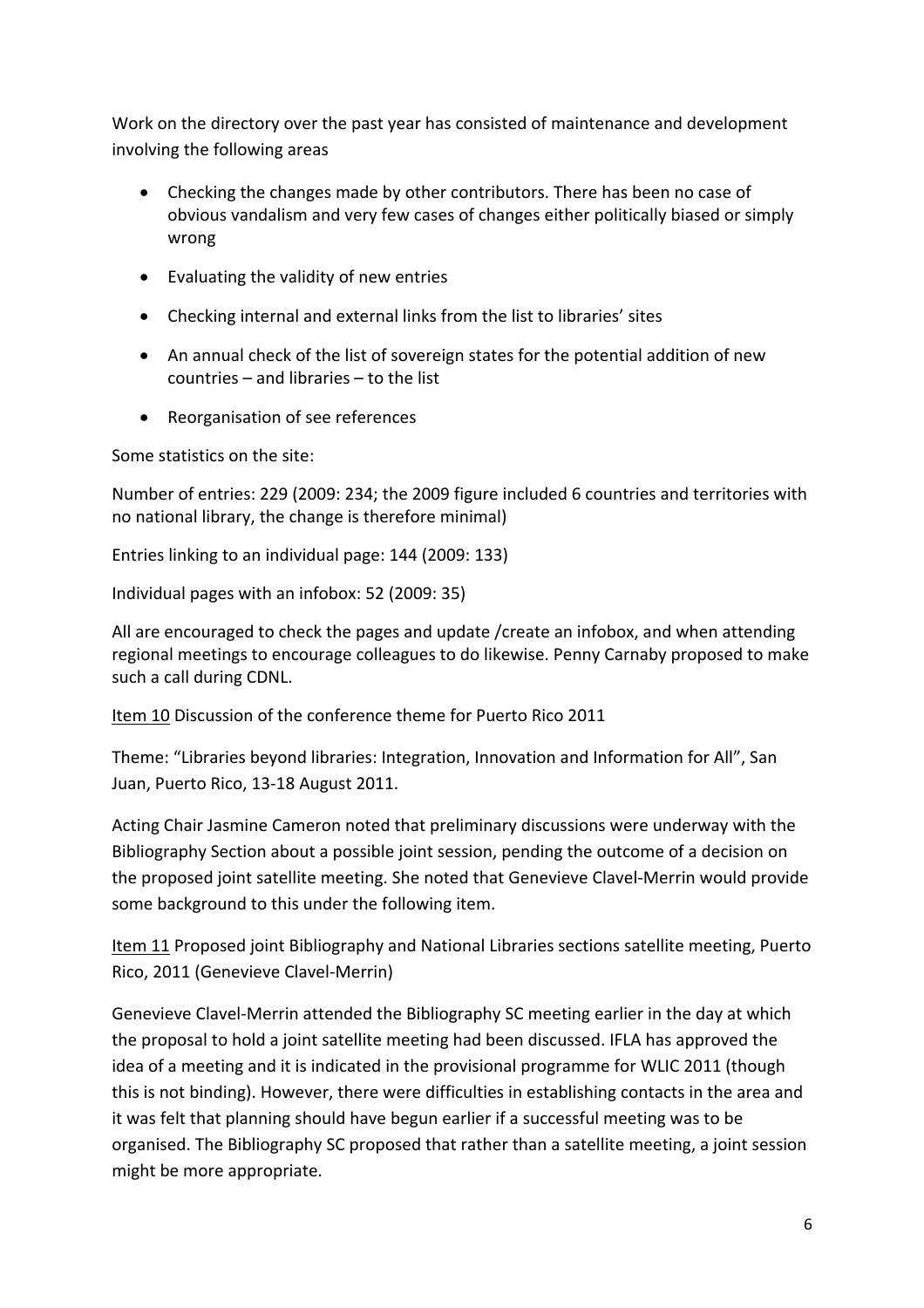Work on the directory over the past year has consisted of maintenance and development involving the following areas

- Checking the changes made by other contributors. There has been no case of obvious vandalism and very few cases of changes either politically biased or simply wrong
- Evaluating the validity of new entries
- Checking internal and external links from the list to libraries' sites
- An annual check of the list of sovereign states for the potential addition of new countries – and libraries – to the list
- Reorganisation of see references

Some statistics on the site:

Number of entries: 229 (2009: 234; the 2009 figure included 6 countries and territories with no national library, the change is therefore minimal)

Entries linking to an individual page: 144 (2009: 133)

Individual pages with an infobox: 52 (2009: 35)

All are encouraged to check the pages and update /create an infobox, and when attending regional meetings to encourage colleagues to do likewise. Penny Carnaby proposed to make such a call during CDNL.

Item 10 Discussion of the conference theme for Puerto Rico 2011

Theme: "Libraries beyond libraries: Integration, Innovation and Information for All", San Juan, Puerto Rico, 13-18 August 2011.

Acting Chair Jasmine Cameron noted that preliminary discussions were underway with the Bibliography Section about a possible joint session, pending the outcome of a decision on the proposed joint satellite meeting. She noted that Genevieve Clavel-Merrin would provide some background to this under the following item.

Item 11 Proposed joint Bibliography and National Libraries sections satellite meeting, Puerto Rico, 2011 (Genevieve Clavel-Merrin)

Genevieve Clavel-Merrin attended the Bibliography SC meeting earlier in the day at which the proposal to hold a joint satellite meeting had been discussed. IFLA has approved the idea of a meeting and it is indicated in the provisional programme for WLIC 2011 (though this is not binding). However, there were difficulties in establishing contacts in the area and it was felt that planning should have begun earlier if a successful meeting was to be organised. The Bibliography SC proposed that rather than a satellite meeting, a joint session might be more appropriate.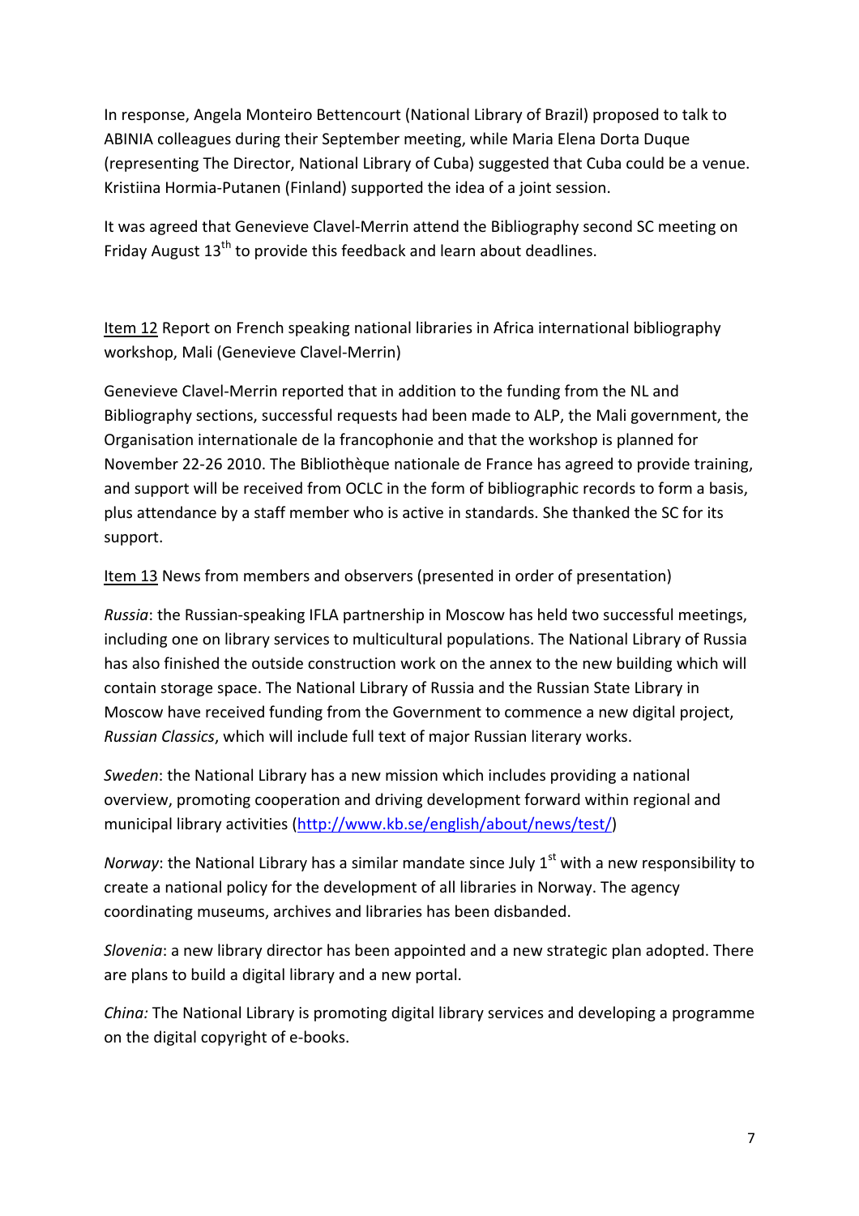In response, Angela Monteiro Bettencourt (National Library of Brazil) proposed to talk to ABINIA colleagues during their September meeting, while Maria Elena Dorta Duque (representing The Director, National Library of Cuba) suggested that Cuba could be a venue. Kristiina Hormia-Putanen (Finland) supported the idea of a joint session.

It was agreed that Genevieve Clavel-Merrin attend the Bibliography second SC meeting on Friday August 13th to provide this feedback and learn about deadlines.

<u>Item 12</u> Report on French speaking national libraries in Africa international bibliography workshop, Mali (Genevieve Clavel-Merrin)

Genevieve Clavel-Merrin reported that in addition to the funding from the NL and Bibliography sections, successful requests had been made to ALP, the Mali government, the Organisation internationale de la francophonie and that the workshop is planned for November 22-26 2010. The Bibliothèque nationale de France has agreed to provide training, and support will be received from OCLC in the form of bibliographic records to form a basis, plus attendance by a staff member who is active in standards. She thanked the SC for its support.

<u>Item 13</u> News from members and observers (presented in order of presentation)

*Russia*: the Russian-speaking IFLA partnership in Moscow has held two successful meetings, including one on library services to multicultural populations. The National Library of Russia has also finished the outside construction work on the annex to the new building which will contain storage space. The National Library of Russia and the Russian State Library in Moscow have received funding from the Government to commence a new digital project, *Russian Classics*, which will include full text of major Russian literary works.

*Sweden*: the National Library has a new mission which includes providing a national overview, promoting cooperation and driving development forward within regional and municipal library activities (http://www.kb.se/english/about/news/test/)

*Norway*: the National Library has a similar mandate since July 1st with a new responsibility to create a national policy for the development of all libraries in Norway. The agency coordinating museums, archives and libraries has been disbanded.

*Slovenia*: a new library director has been appointed and a new strategic plan adopted. There are plans to build a digital library and a new portal.

*China:* The National Library is promoting digital library services and developing a programme on the digital copyright of e-books.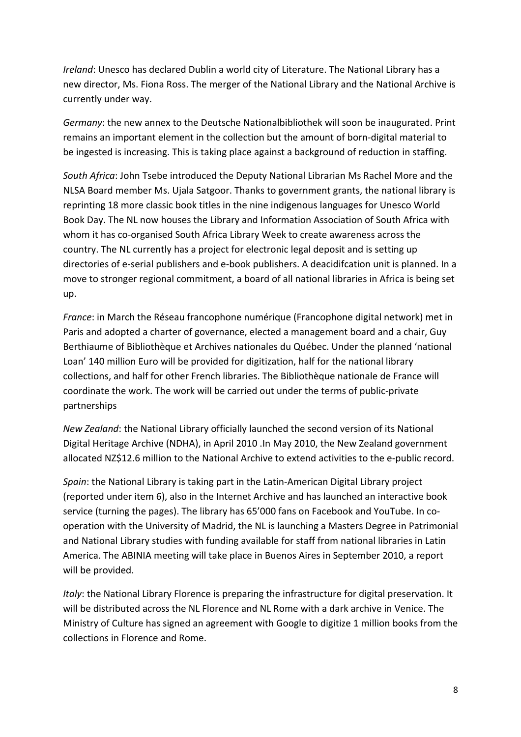*Ireland*: Unesco has declared Dublin a world city of Literature. The National Library has a new director, Ms. Fiona Ross. The merger of the National Library and the National Archive is currently under way.

*Germany*: the new annex to the Deutsche Nationalbibliothek will soon be inaugurated. Print remains an important element in the collection but the amount of born-digital material to be ingested is increasing. This is taking place against a background of reduction in staffing.

*South Africa*: John Tsebe introduced the Deputy National Librarian Ms Rachel More and the NLSA Board member Ms. Ujala Satgoor. Thanks to government grants, the national library is reprinting 18 more classic book titles in the nine indigenous languages for Unesco World Book Day. The NL now houses the Library and Information Association of South Africa with whom it has co-organised South Africa Library Week to create awareness across the country. The NL currently has a project for electronic legal deposit and is setting up directories of e-serial publishers and e-book publishers. A deacidifcation unit is planned. In a move to stronger regional commitment, a board of all national libraries in Africa is being set up.

*France*: in March the Réseau francophone numérique (Francophone digital network) met in Paris and adopted a charter of governance, elected a management board and a chair, Guy Berthiaume of Bibliothèque et Archives nationales du Québec. Under the planned 'national Loan' 140 million Euro will be provided for digitization, half for the national library collections, and half for other French libraries. The Bibliothèque nationale de France will coordinate the work. The work will be carried out under the terms of public-private partnerships

*New Zealand*: the National Library officially launched the second version of its National Digital Heritage Archive (NDHA), in April 2010 .In May 2010, the New Zealand government allocated NZ$12.6 million to the National Archive to extend activities to the e-public record.

*Spain*: the National Library is taking part in the Latin-American Digital Library project (reported under item 6), also in the Internet Archive and has launched an interactive book service (turning the pages). The library has 65'000 fans on Facebook and YouTube. In co-operation with the University of Madrid, the NL is launching a Masters Degree in Patrimonial and National Library studies with funding available for staff from national libraries in Latin America. The ABINIA meeting will take place in Buenos Aires in September 2010, a report will be provided.

*Italy*: the National Library Florence is preparing the infrastructure for digital preservation. It will be distributed across the NL Florence and NL Rome with a dark archive in Venice. The Ministry of Culture has signed an agreement with Google to digitize 1 million books from the collections in Florence and Rome.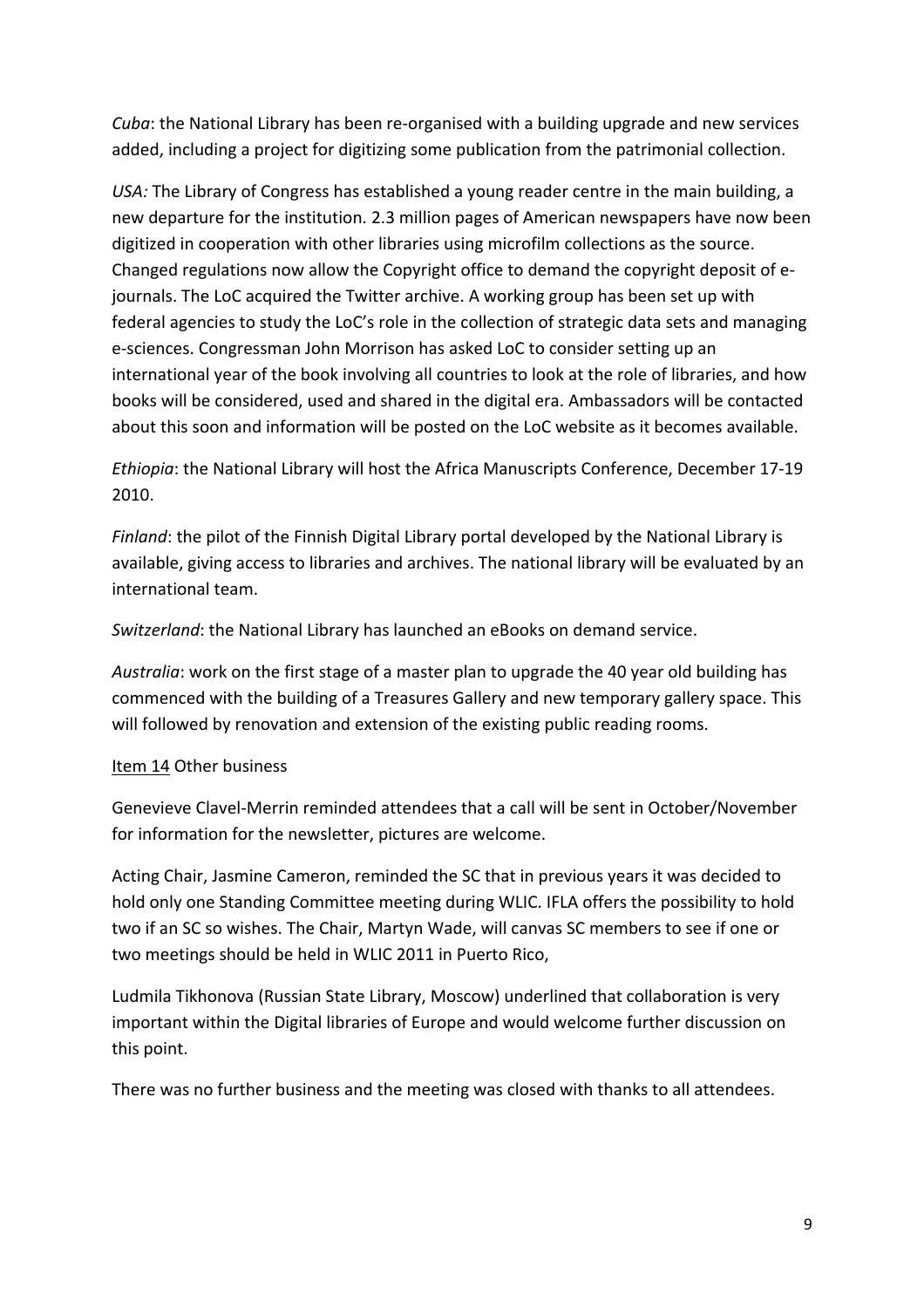*Cuba*: the National Library has been re-organised with a building upgrade and new services added, including a project for digitizing some publication from the patrimonial collection.

*USA:* The Library of Congress has established a young reader centre in the main building, a new departure for the institution. 2.3 million pages of American newspapers have now been digitized in cooperation with other libraries using microfilm collections as the source. Changed regulations now allow the Copyright office to demand the copyright deposit of e-journals. The LoC acquired the Twitter archive. A working group has been set up with federal agencies to study the LoC's role in the collection of strategic data sets and managing e-sciences. Congressman John Morrison has asked LoC to consider setting up an international year of the book involving all countries to look at the role of libraries, and how books will be considered, used and shared in the digital era. Ambassadors will be contacted about this soon and information will be posted on the LoC website as it becomes available.

*Ethiopia*: the National Library will host the Africa Manuscripts Conference, December 17-19 2010.

*Finland*: the pilot of the Finnish Digital Library portal developed by the National Library is available, giving access to libraries and archives. The national library will be evaluated by an international team.

*Switzerland*: the National Library has launched an eBooks on demand service.

*Australia*: work on the first stage of a master plan to upgrade the 40 year old building has commenced with the building of a Treasures Gallery and new temporary gallery space. This will followed by renovation and extension of the existing public reading rooms.

<u>Item 14</u> Other business

Genevieve Clavel-Merrin reminded attendees that a call will be sent in October/November for information for the newsletter, pictures are welcome.

Acting Chair, Jasmine Cameron, reminded the SC that in previous years it was decided to hold only one Standing Committee meeting during WLIC. IFLA offers the possibility to hold two if an SC so wishes. The Chair, Martyn Wade, will canvas SC members to see if one or two meetings should be held in WLIC 2011 in Puerto Rico,

Ludmila Tikhonova (Russian State Library, Moscow) underlined that collaboration is very important within the Digital libraries of Europe and would welcome further discussion on this point.

There was no further business and the meeting was closed with thanks to all attendees.